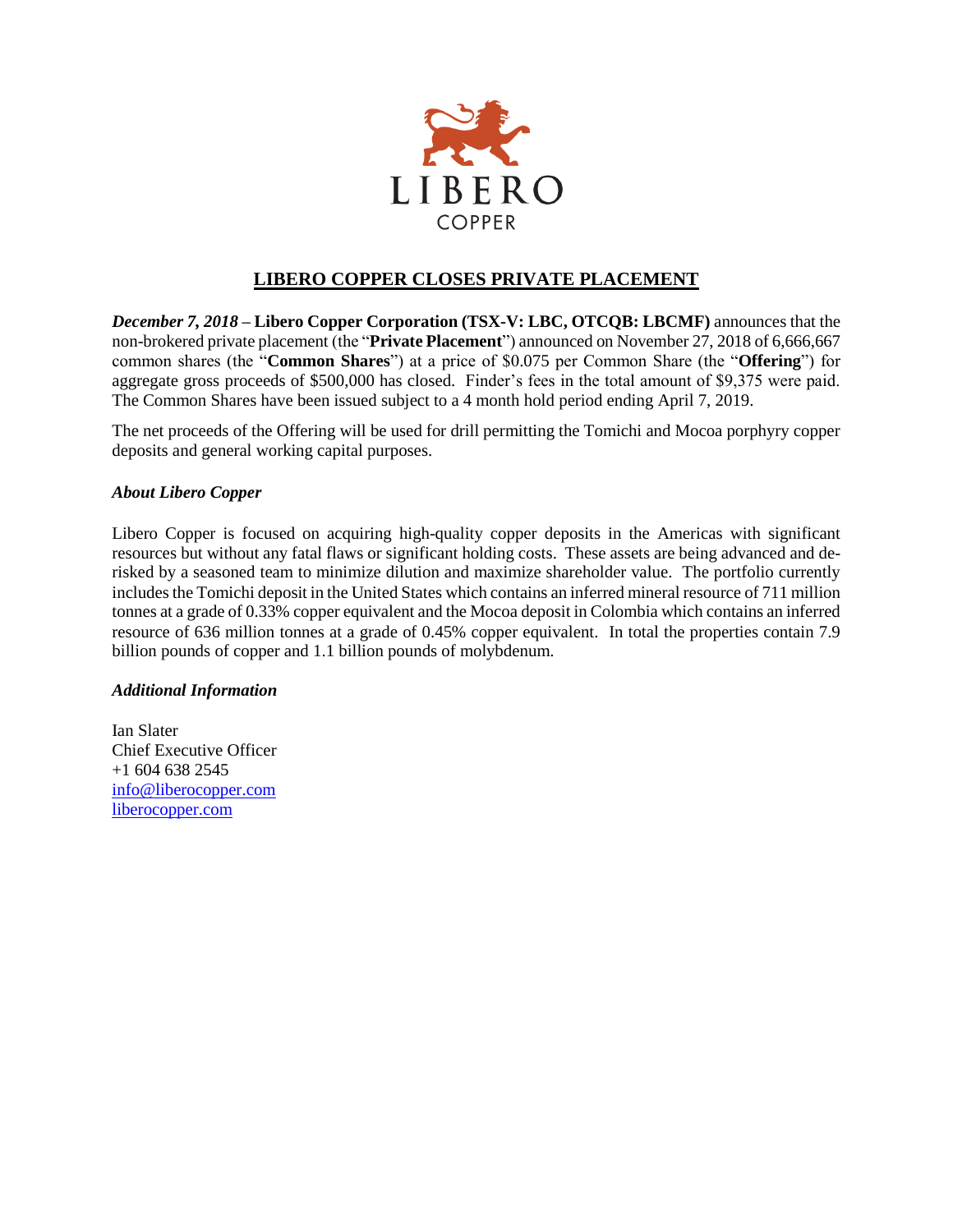LIBERO

COPPER

# LIBERO COPPER CLOSES PRIVATE PLACEMENT

***December 7, 2018*** **– Libero Copper Corporation (TSX-V: LBC, OTCQB: LBCMF)** announces that the non-brokered private placement (the "**Private Placement**") announced on November 27, 2018 of 6,666,667 common shares (the "**Common Shares**") at a price of $0.075 per Common Share (the "**Offering**") for aggregate gross proceeds of $500,000 has closed. Finder's fees in the total amount of $9,375 were paid. The Common Shares have been issued subject to a 4 month hold period ending April 7, 2019.

The net proceeds of the Offering will be used for drill permitting the Tomichi and Mocoa porphyry copper deposits and general working capital purposes.

***About Libero Copper***

Libero Copper is focused on acquiring high-quality copper deposits in the Americas with significant resources but without any fatal flaws or significant holding costs. These assets are being advanced and de-risked by a seasoned team to minimize dilution and maximize shareholder value. The portfolio currently includes the Tomichi deposit in the United States which contains an inferred mineral resource of 711 million tonnes at a grade of 0.33% copper equivalent and the Mocoa deposit in Colombia which contains an inferred resource of 636 million tonnes at a grade of 0.45% copper equivalent. In total the properties contain 7.9 billion pounds of copper and 1.1 billion pounds of molybdenum.

***Additional Information***

Ian Slater
Chief Executive Officer
+1 604 638 2545
info@liberocopper.com
liberocopper.com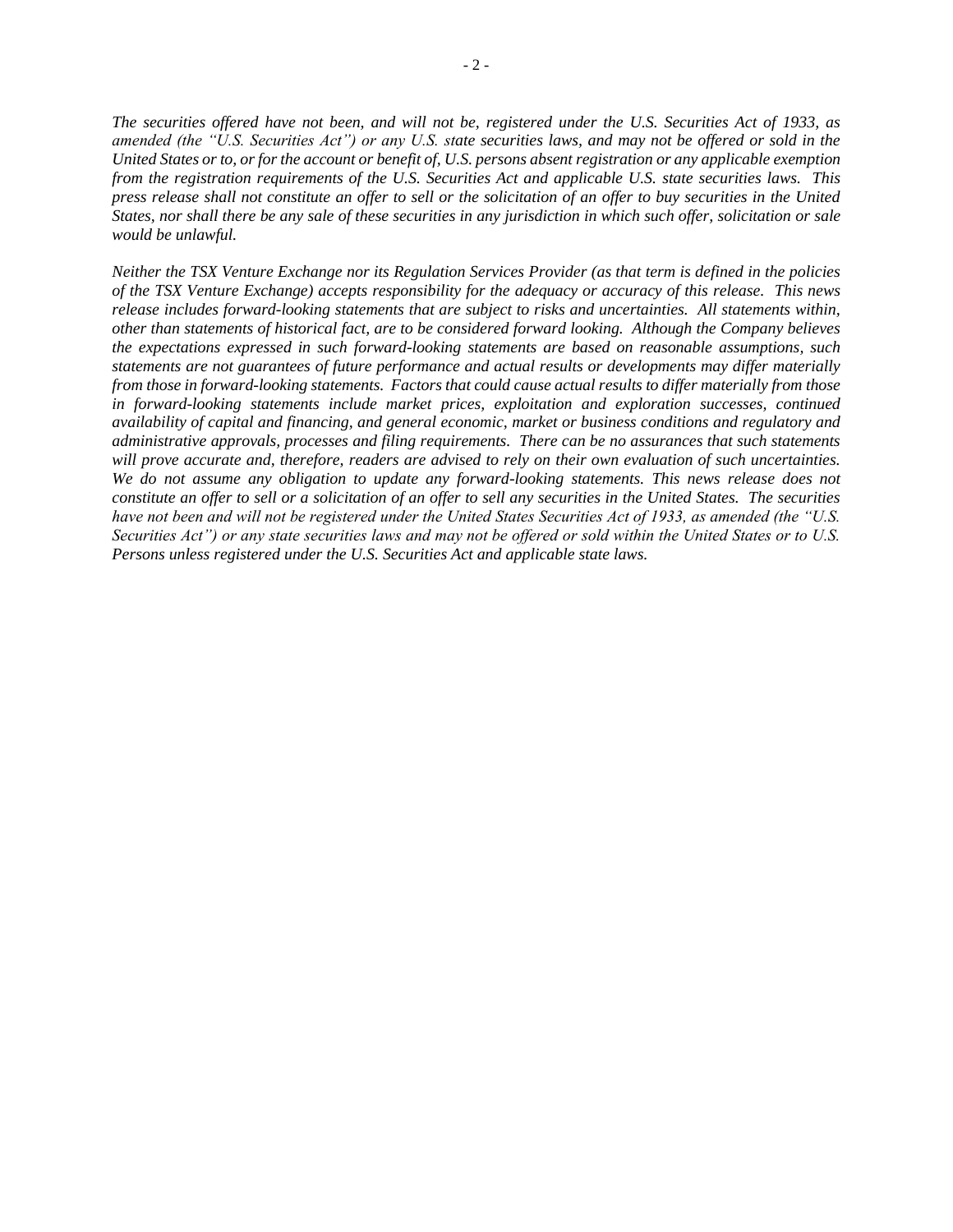*The securities offered have not been, and will not be, registered under the U.S. Securities Act of 1933, as amended (the "U.S. Securities Act") or any U.S. state securities laws, and may not be offered or sold in the United States or to, or for the account or benefit of, U.S. persons absent registration or any applicable exemption from the registration requirements of the U.S. Securities Act and applicable U.S. state securities laws. This press release shall not constitute an offer to sell or the solicitation of an offer to buy securities in the United States, nor shall there be any sale of these securities in any jurisdiction in which such offer, solicitation or sale would be unlawful.*

*Neither the TSX Venture Exchange nor its Regulation Services Provider (as that term is defined in the policies of the TSX Venture Exchange) accepts responsibility for the adequacy or accuracy of this release. This news release includes forward-looking statements that are subject to risks and uncertainties. All statements within, other than statements of historical fact, are to be considered forward looking. Although the Company believes the expectations expressed in such forward-looking statements are based on reasonable assumptions, such statements are not guarantees of future performance and actual results or developments may differ materially from those in forward-looking statements. Factors that could cause actual results to differ materially from those in forward-looking statements include market prices, exploitation and exploration successes, continued availability of capital and financing, and general economic, market or business conditions and regulatory and administrative approvals, processes and filing requirements. There can be no assurances that such statements will prove accurate and, therefore, readers are advised to rely on their own evaluation of such uncertainties. We do not assume any obligation to update any forward-looking statements. This news release does not constitute an offer to sell or a solicitation of an offer to sell any securities in the United States. The securities have not been and will not be registered under the United States Securities Act of 1933, as amended (the "U.S. Securities Act") or any state securities laws and may not be offered or sold within the United States or to U.S. Persons unless registered under the U.S. Securities Act and applicable state laws.*